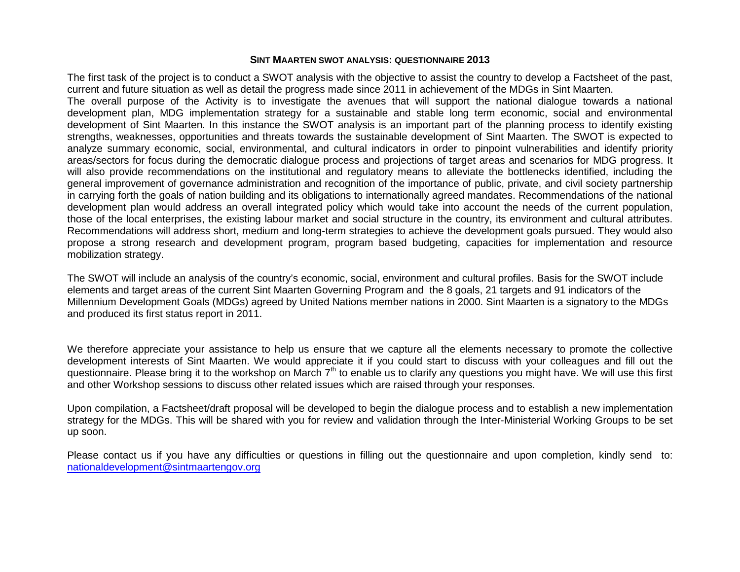# SINT MAARTEN SWOT ANALYSIS: QUESTIONNAIRE 2013

The first task of the project is to conduct a SWOT analysis with the objective to assist the country to develop a Factsheet of the past, current and future situation as well as detail the progress made since 2011 in achievement of the MDGs in Sint Maarten.
The overall purpose of the Activity is to investigate the avenues that will support the national dialogue towards a national development plan, MDG implementation strategy for a sustainable and stable long term economic, social and environmental development of Sint Maarten. In this instance the SWOT analysis is an important part of the planning process to identify existing strengths, weaknesses, opportunities and threats towards the sustainable development of Sint Maarten. The SWOT is expected to analyze summary economic, social, environmental, and cultural indicators in order to pinpoint vulnerabilities and identify priority areas/sectors for focus during the democratic dialogue process and projections of target areas and scenarios for MDG progress. It will also provide recommendations on the institutional and regulatory means to alleviate the bottlenecks identified, including the general improvement of governance administration and recognition of the importance of public, private, and civil society partnership in carrying forth the goals of nation building and its obligations to internationally agreed mandates. Recommendations of the national development plan would address an overall integrated policy which would take into account the needs of the current population, those of the local enterprises, the existing labour market and social structure in the country, its environment and cultural attributes. Recommendations will address short, medium and long-term strategies to achieve the development goals pursued. They would also propose a strong research and development program, program based budgeting, capacities for implementation and resource mobilization strategy.

The SWOT will include an analysis of the country's economic, social, environment and cultural profiles. Basis for the SWOT include elements and target areas of the current Sint Maarten Governing Program and the 8 goals, 21 targets and 91 indicators of the Millennium Development Goals (MDGs) agreed by United Nations member nations in 2000. Sint Maarten is a signatory to the MDGs and produced its first status report in 2011.

We therefore appreciate your assistance to help us ensure that we capture all the elements necessary to promote the collective development interests of Sint Maarten. We would appreciate it if you could start to discuss with your colleagues and fill out the questionnaire. Please bring it to the workshop on March 7th to enable us to clarify any questions you might have. We will use this first and other Workshop sessions to discuss other related issues which are raised through your responses.

Upon compilation, a Factsheet/draft proposal will be developed to begin the dialogue process and to establish a new implementation strategy for the MDGs. This will be shared with you for review and validation through the Inter-Ministerial Working Groups to be set up soon.

Please contact us if you have any difficulties or questions in filling out the questionnaire and upon completion, kindly send to: nationaldevelopment@sintmaartengov.org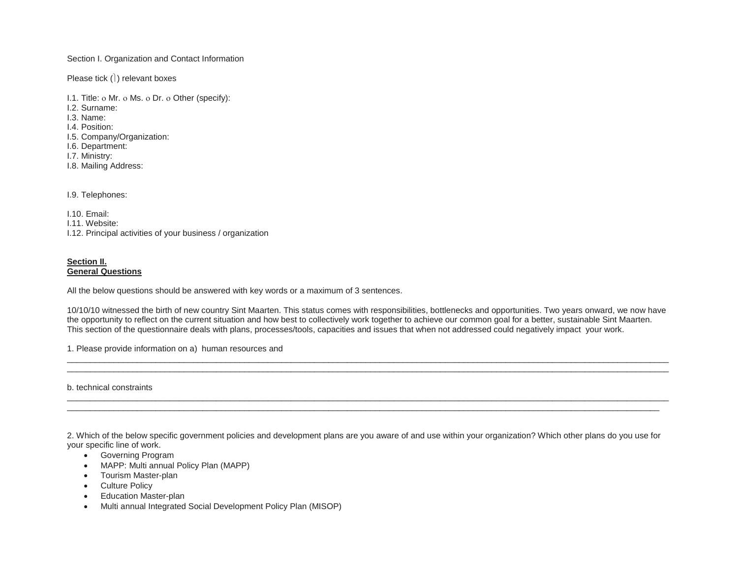Section I. Organization and Contact Information

Please tick (√) relevant boxes

I.1. Title: o Mr. o Ms. o Dr. o Other (specify):
I.2. Surname:
I.3. Name:
I.4. Position:
I.5. Company/Organization:
I.6. Department:
I.7. Ministry:
I.8. Mailing Address:

I.9. Telephones:

I.10. Email:
I.11. Website:
I.12. Principal activities of your business / organization

**Section II.**
**General Questions**

All the below questions should be answered with key words or a maximum of 3 sentences.

10/10/10 witnessed the birth of new country Sint Maarten. This status comes with responsibilities, bottlenecks and opportunities. Two years onward, we now have the opportunity to reflect on the current situation and how best to collectively work together to achieve our common goal for a better, sustainable Sint Maarten. This section of the questionnaire deals with plans, processes/tools, capacities and issues that when not addressed could negatively impact your work.

1. Please provide information on a) human resources and

______________________________________________________________________________________________________________
______________________________________________________________________________________________________________

b. technical constraints

______________________________________________________________________________________________________________
______________________________________________________________________________________________________________

2. Which of the below specific government policies and development plans are you aware of and use within your organization? Which other plans do you use for your specific line of work.

- Governing Program
- MAPP: Multi annual Policy Plan (MAPP)
- Tourism Master-plan
- Culture Policy
- Education Master-plan
- Multi annual Integrated Social Development Policy Plan (MISOP)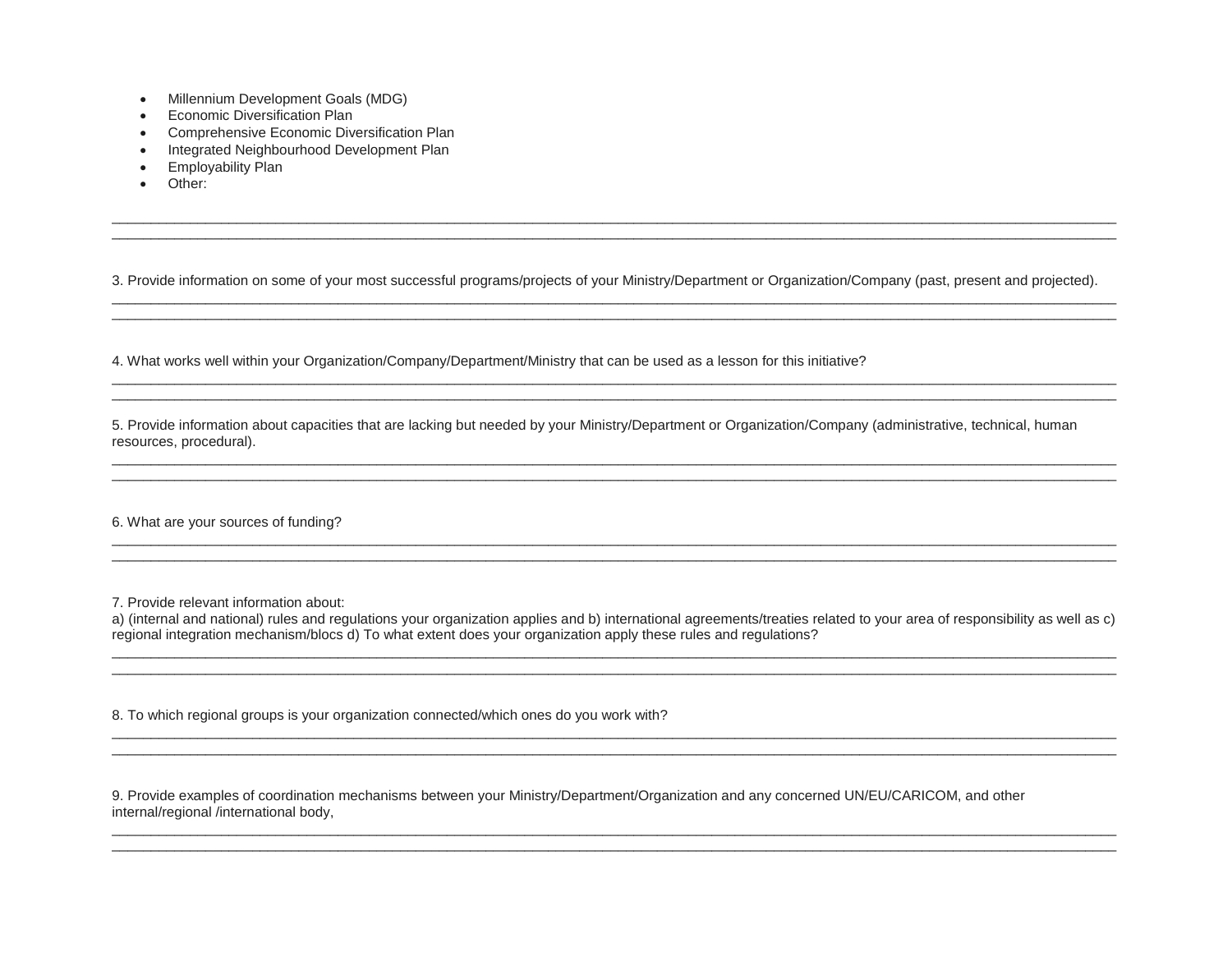- Millennium Development Goals (MDG)
- Economic Diversification Plan
- Comprehensive Economic Diversification Plan
- Integrated Neighbourhood Development Plan
- Employability Plan
- Other:

______________________________________________________________________________________________________________________________________________
______________________________________________________________________________________________________________________________________________

3. Provide information on some of your most successful programs/projects of your Ministry/Department or Organization/Company (past, present and projected).

______________________________________________________________________________________________________________________________________________
______________________________________________________________________________________________________________________________________________

4. What works well within your Organization/Company/Department/Ministry that can be used as a lesson for this initiative?

______________________________________________________________________________________________________________________________________________
______________________________________________________________________________________________________________________________________________

5. Provide information about capacities that are lacking but needed by your Ministry/Department or Organization/Company (administrative, technical, human resources, procedural).

______________________________________________________________________________________________________________________________________________
______________________________________________________________________________________________________________________________________________

6. What are your sources of funding?

______________________________________________________________________________________________________________________________________________
______________________________________________________________________________________________________________________________________________

7. Provide relevant information about:
a) (internal and national) rules and regulations your organization applies and b) international agreements/treaties related to your area of responsibility as well as c) regional integration mechanism/blocs d) To what extent does your organization apply these rules and regulations?

______________________________________________________________________________________________________________________________________________
______________________________________________________________________________________________________________________________________________

8. To which regional groups is your organization connected/which ones do you work with?

______________________________________________________________________________________________________________________________________________
______________________________________________________________________________________________________________________________________________

9. Provide examples of coordination mechanisms between your Ministry/Department/Organization and any concerned UN/EU/CARICOM, and other internal/regional /international body,

______________________________________________________________________________________________________________________________________________
______________________________________________________________________________________________________________________________________________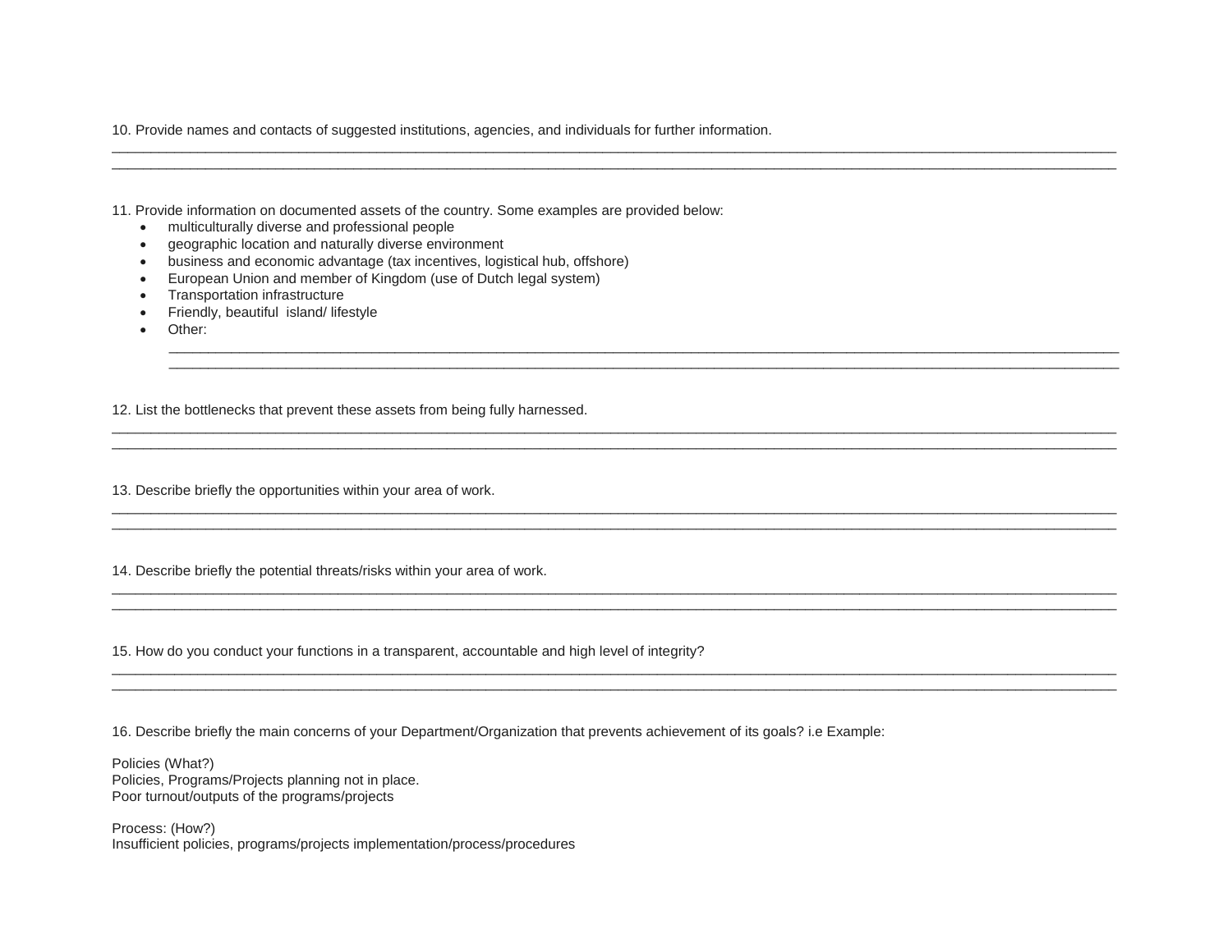10. Provide names and contacts of suggested institutions, agencies, and individuals for further information.

______________________________________________________________________________________________________________
______________________________________________________________________________________________________________

11. Provide information on documented assets of the country. Some examples are provided below:

- multiculturally diverse and professional people
- geographic location and naturally diverse environment
- business and economic advantage (tax incentives, logistical hub, offshore)
- European Union and member of Kingdom (use of Dutch legal system)
- Transportation infrastructure
- Friendly, beautiful island/ lifestyle
- Other:

  ______________________________________________________________________________________________________________
  ______________________________________________________________________________________________________________

12. List the bottlenecks that prevent these assets from being fully harnessed.

______________________________________________________________________________________________________________
______________________________________________________________________________________________________________

13. Describe briefly the opportunities within your area of work.

______________________________________________________________________________________________________________
______________________________________________________________________________________________________________

14. Describe briefly the potential threats/risks within your area of work.

______________________________________________________________________________________________________________
______________________________________________________________________________________________________________

15. How do you conduct your functions in a transparent, accountable and high level of integrity?

______________________________________________________________________________________________________________
______________________________________________________________________________________________________________

16. Describe briefly the main concerns of your Department/Organization that prevents achievement of its goals? i.e Example:

Policies (What?)
Policies, Programs/Projects planning not in place.
Poor turnout/outputs of the programs/projects

Process: (How?)
Insufficient policies, programs/projects implementation/process/procedures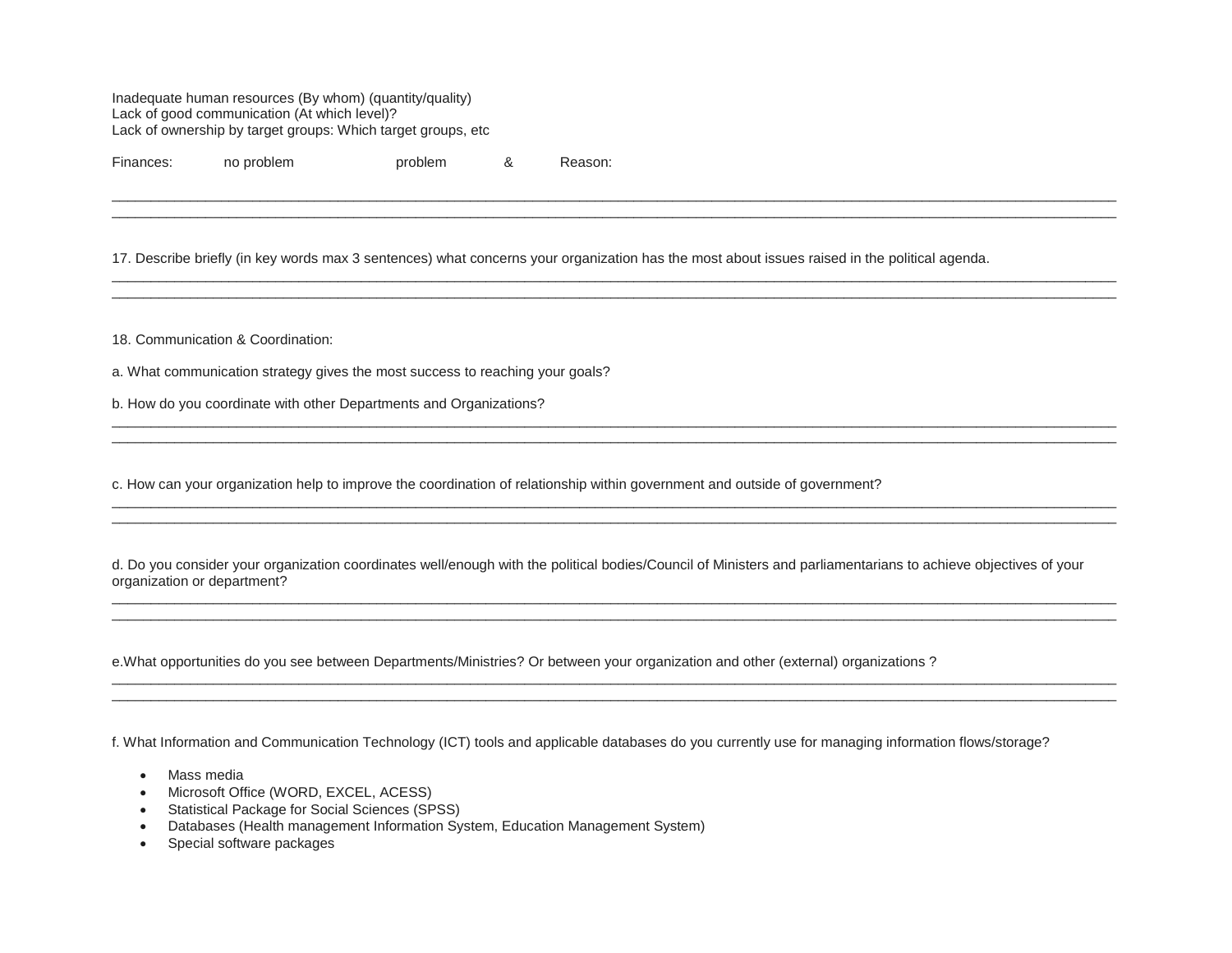Inadequate human resources (By whom) (quantity/quality)
Lack of good communication (At which level)?
Lack of ownership by target groups: Which target groups, etc

Finances: no problem problem & Reason:

______________________________________________________________________________________________________________
______________________________________________________________________________________________________________

17. Describe briefly (in key words max 3 sentences) what concerns your organization has the most about issues raised in the political agenda.

______________________________________________________________________________________________________________
______________________________________________________________________________________________________________

18. Communication & Coordination:

a. What communication strategy gives the most success to reaching your goals?

b. How do you coordinate with other Departments and Organizations?

______________________________________________________________________________________________________________
______________________________________________________________________________________________________________

c. How can your organization help to improve the coordination of relationship within government and outside of government?

______________________________________________________________________________________________________________
______________________________________________________________________________________________________________

d. Do you consider your organization coordinates well/enough with the political bodies/Council of Ministers and parliamentarians to achieve objectives of your organization or department?

______________________________________________________________________________________________________________
______________________________________________________________________________________________________________

e.What opportunities do you see between Departments/Ministries? Or between your organization and other (external) organizations ?

______________________________________________________________________________________________________________
______________________________________________________________________________________________________________

f. What Information and Communication Technology (ICT) tools and applicable databases do you currently use for managing information flows/storage?

- Mass media
- Microsoft Office (WORD, EXCEL, ACESS)
- Statistical Package for Social Sciences (SPSS)
- Databases (Health management Information System, Education Management System)
- Special software packages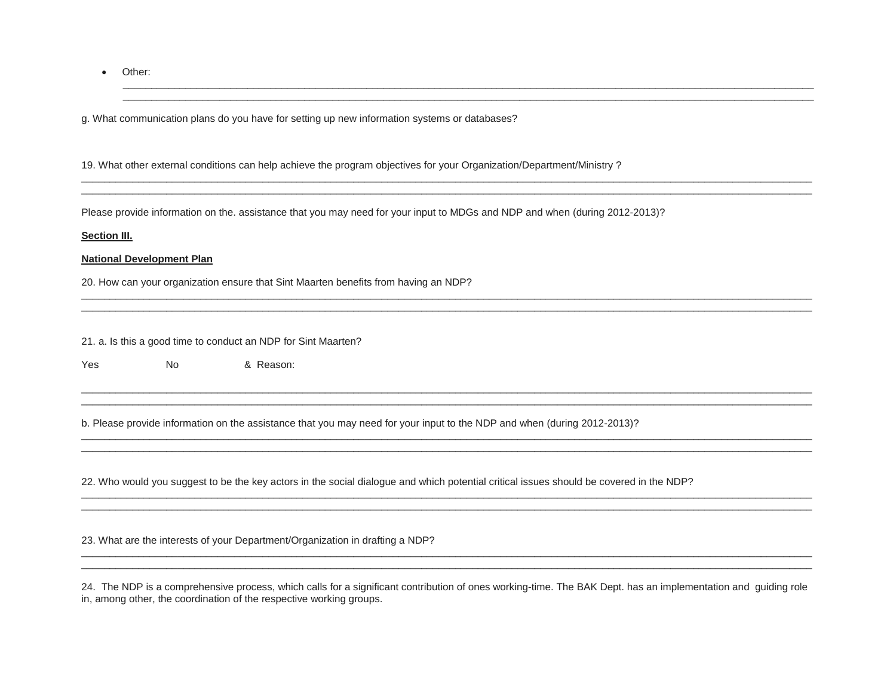- Other:
  ___________________________________________________________________________________________________________
  ___________________________________________________________________________________________________________

g. What communication plans do you have for setting up new information systems or databases?

19. What other external conditions can help achieve the program objectives for your Organization/Department/Ministry ?

_____________________________________________________________________________________________________________
_____________________________________________________________________________________________________________

Please provide information on the. assistance that you may need for your input to MDGs and NDP and when (during 2012-2013)?

**Section III.**

**National Development Plan**

20. How can your organization ensure that Sint Maarten benefits from having an NDP?

_____________________________________________________________________________________________________________
_____________________________________________________________________________________________________________

21. a. Is this a good time to conduct an NDP for Sint Maarten?

Yes No & Reason:

_____________________________________________________________________________________________________________
_____________________________________________________________________________________________________________

b. Please provide information on the assistance that you may need for your input to the NDP and when (during 2012-2013)?

_____________________________________________________________________________________________________________
_____________________________________________________________________________________________________________

22. Who would you suggest to be the key actors in the social dialogue and which potential critical issues should be covered in the NDP?

_____________________________________________________________________________________________________________
_____________________________________________________________________________________________________________

23. What are the interests of your Department/Organization in drafting a NDP?

_____________________________________________________________________________________________________________
_____________________________________________________________________________________________________________

24. The NDP is a comprehensive process, which calls for a significant contribution of ones working-time. The BAK Dept. has an implementation and guiding role in, among other, the coordination of the respective working groups.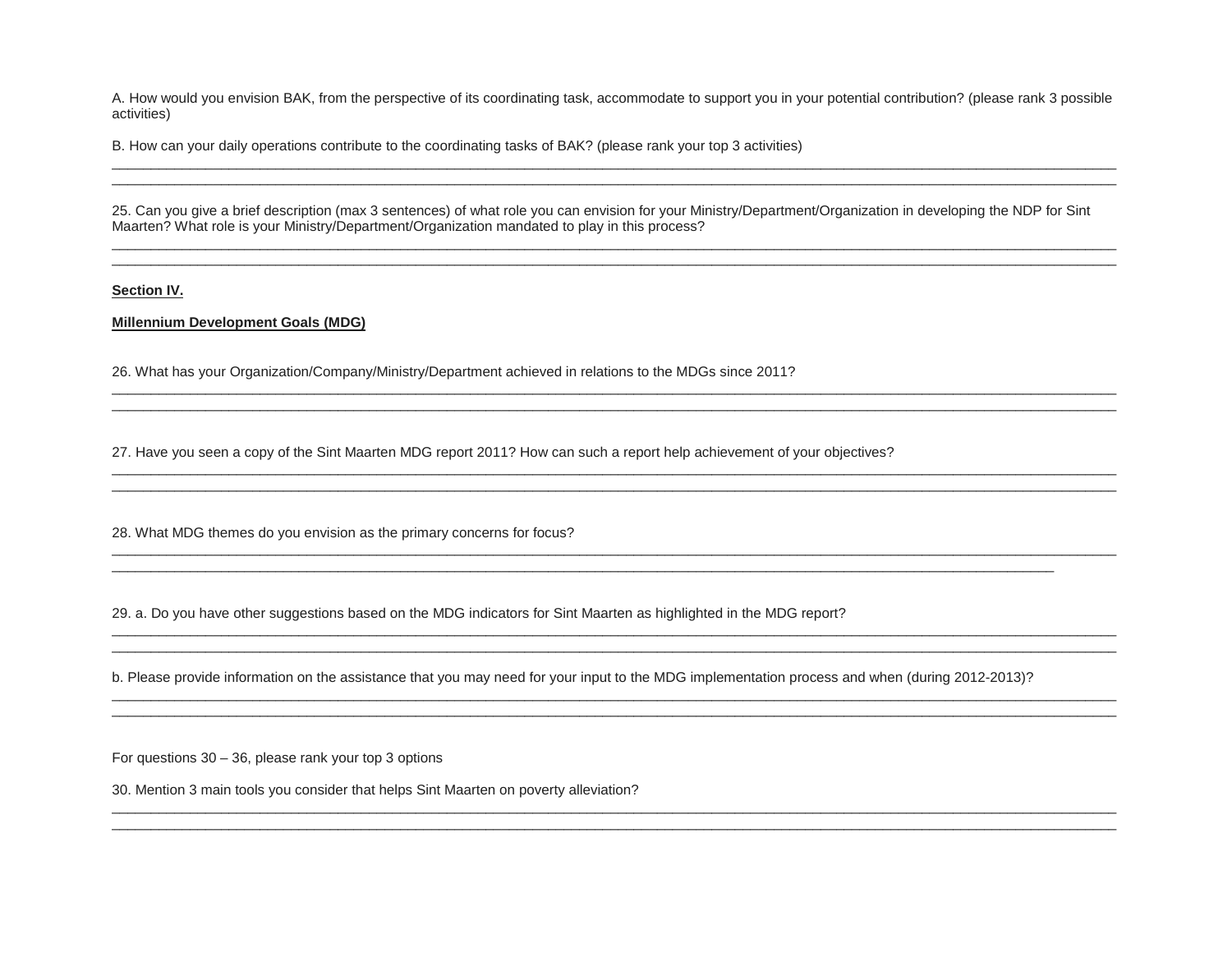A. How would you envision BAK, from the perspective of its coordinating task, accommodate to support you in your potential contribution? (please rank 3 possible activities)

B. How can your daily operations contribute to the coordinating tasks of BAK? (please rank your top 3 activities)

______________________________________________________________________________________________________________
______________________________________________________________________________________________________________

25. Can you give a brief description (max 3 sentences) of what role you can envision for your Ministry/Department/Organization in developing the NDP for Sint Maarten? What role is your Ministry/Department/Organization mandated to play in this process?

______________________________________________________________________________________________________________
______________________________________________________________________________________________________________

**Section IV.**

**Millennium Development Goals (MDG)**

26. What has your Organization/Company/Ministry/Department achieved in relations to the MDGs since 2011?

______________________________________________________________________________________________________________
______________________________________________________________________________________________________________

27. Have you seen a copy of the Sint Maarten MDG report 2011? How can such a report help achievement of your objectives?

______________________________________________________________________________________________________________
______________________________________________________________________________________________________________

28. What MDG themes do you envision as the primary concerns for focus?

______________________________________________________________________________________________________________
_________________________________________________________________________________________________________

29. a. Do you have other suggestions based on the MDG indicators for Sint Maarten as highlighted in the MDG report?

______________________________________________________________________________________________________________
______________________________________________________________________________________________________________

b. Please provide information on the assistance that you may need for your input to the MDG implementation process and when (during 2012-2013)?

______________________________________________________________________________________________________________
______________________________________________________________________________________________________________

For questions 30 – 36, please rank your top 3 options

30. Mention 3 main tools you consider that helps Sint Maarten on poverty alleviation?

______________________________________________________________________________________________________________
______________________________________________________________________________________________________________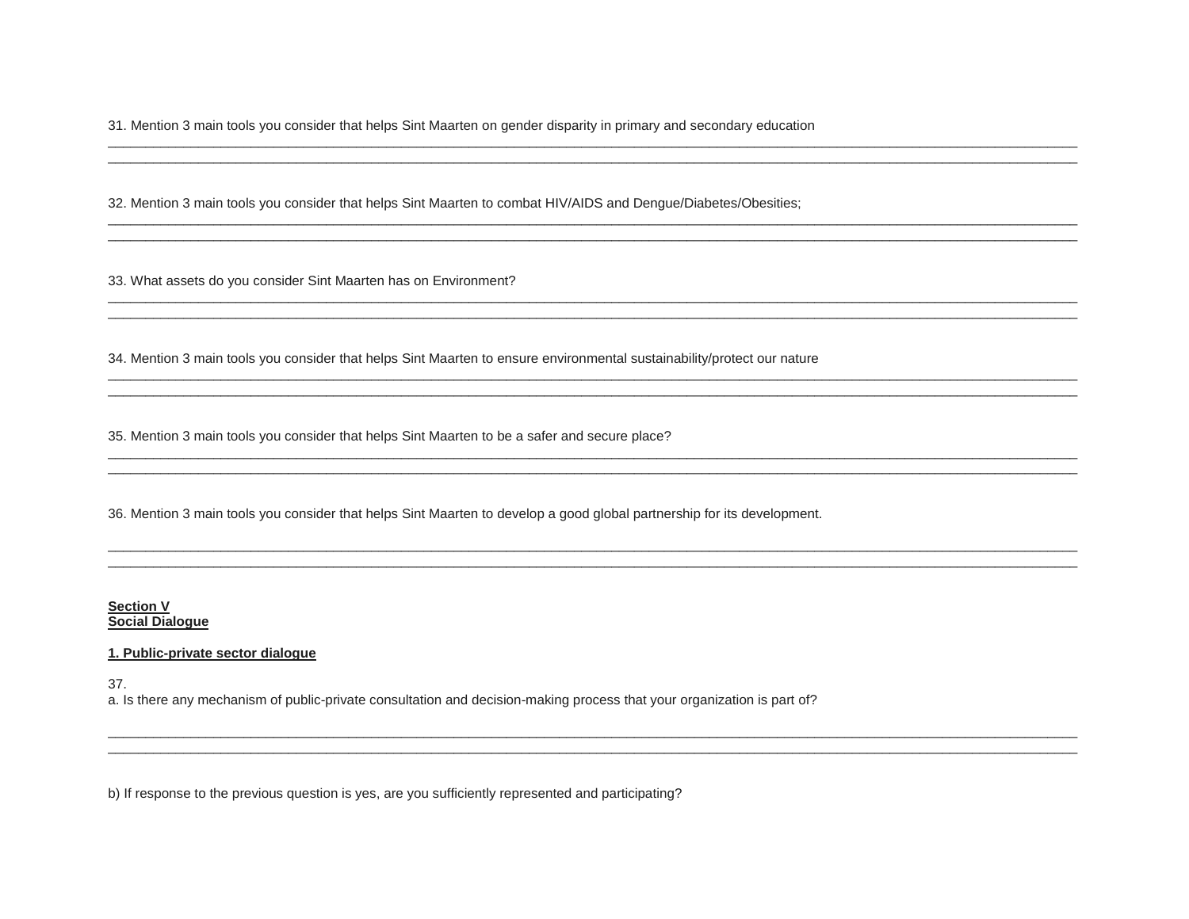31. Mention 3 main tools you consider that helps Sint Maarten on gender disparity in primary and secondary education

________________________________________________________________________________________________________________
________________________________________________________________________________________________________________

32. Mention 3 main tools you consider that helps Sint Maarten to combat HIV/AIDS and Dengue/Diabetes/Obesities;

________________________________________________________________________________________________________________
________________________________________________________________________________________________________________

33. What assets do you consider Sint Maarten has on Environment?

________________________________________________________________________________________________________________
________________________________________________________________________________________________________________

34. Mention 3 main tools you consider that helps Sint Maarten to ensure environmental sustainability/protect our nature

________________________________________________________________________________________________________________
________________________________________________________________________________________________________________

35. Mention 3 main tools you consider that helps Sint Maarten to be a safer and secure place?

________________________________________________________________________________________________________________
________________________________________________________________________________________________________________

36. Mention 3 main tools you consider that helps Sint Maarten to develop a good global partnership for its development.

________________________________________________________________________________________________________________
________________________________________________________________________________________________________________

## Section V
## Social Dialogue

### 1. Public-private sector dialogue

37.
a. Is there any mechanism of public-private consultation and decision-making process that your organization is part of?

________________________________________________________________________________________________________________
________________________________________________________________________________________________________________

b) If response to the previous question is yes, are you sufficiently represented and participating?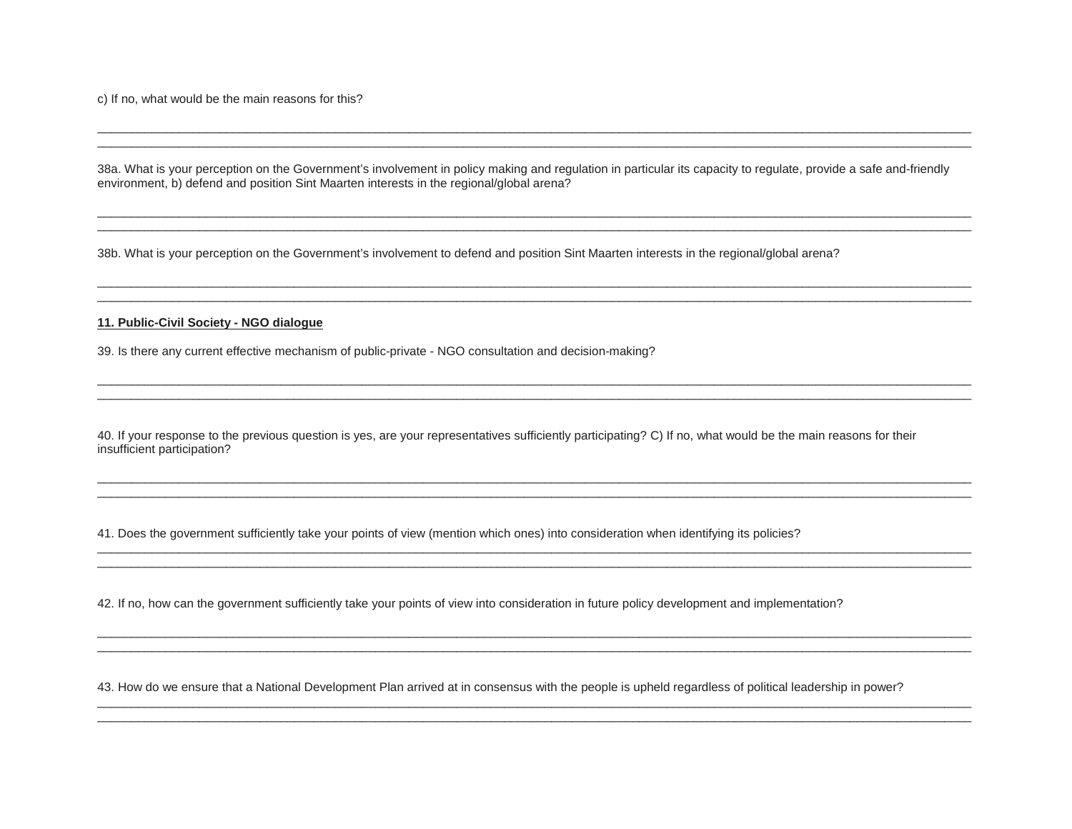c) If no, what would be the main reasons for this?

\_\_\_\_\_\_\_\_\_\_\_\_\_\_\_\_\_\_\_\_\_\_\_\_\_\_\_\_\_\_\_\_\_\_\_\_\_\_\_\_\_\_\_\_\_\_\_\_\_\_\_\_\_\_\_\_\_\_\_\_\_\_\_\_\_\_\_\_\_\_\_\_\_\_\_\_\_\_\_\_\_\_\_\_\_\_\_\_\_\_\_\_\_\_\_\_\_\_\_\_\_\_\_\_\_\_\_\_\_\_\_\_\_\_\_\_\_\_\_\_\_\_\_\_\_\_\_\_\_\_\_\_\_\_

\_\_\_\_\_\_\_\_\_\_\_\_\_\_\_\_\_\_\_\_\_\_\_\_\_\_\_\_\_\_\_\_\_\_\_\_\_\_\_\_\_\_\_\_\_\_\_\_\_\_\_\_\_\_\_\_\_\_\_\_\_\_\_\_\_\_\_\_\_\_\_\_\_\_\_\_\_\_\_\_\_\_\_\_\_\_\_\_\_\_\_\_\_\_\_\_\_\_\_\_\_\_\_\_\_\_\_\_\_\_\_\_\_\_\_\_\_\_\_\_\_\_\_\_\_\_\_\_\_\_\_\_\_\_

38a. What is your perception on the Government's involvement in policy making and regulation in particular its capacity to regulate, provide a safe and-friendly environment, b) defend and position Sint Maarten interests in the regional/global arena?

\_\_\_\_\_\_\_\_\_\_\_\_\_\_\_\_\_\_\_\_\_\_\_\_\_\_\_\_\_\_\_\_\_\_\_\_\_\_\_\_\_\_\_\_\_\_\_\_\_\_\_\_\_\_\_\_\_\_\_\_\_\_\_\_\_\_\_\_\_\_\_\_\_\_\_\_\_\_\_\_\_\_\_\_\_\_\_\_\_\_\_\_\_\_\_\_\_\_\_\_\_\_\_\_\_\_\_\_\_\_\_\_\_\_\_\_\_\_\_\_\_\_\_\_\_\_\_\_\_\_\_\_\_\_

\_\_\_\_\_\_\_\_\_\_\_\_\_\_\_\_\_\_\_\_\_\_\_\_\_\_\_\_\_\_\_\_\_\_\_\_\_\_\_\_\_\_\_\_\_\_\_\_\_\_\_\_\_\_\_\_\_\_\_\_\_\_\_\_\_\_\_\_\_\_\_\_\_\_\_\_\_\_\_\_\_\_\_\_\_\_\_\_\_\_\_\_\_\_\_\_\_\_\_\_\_\_\_\_\_\_\_\_\_\_\_\_\_\_\_\_\_\_\_\_\_\_\_\_\_\_\_\_\_\_\_\_\_\_

38b. What is your perception on the Government's involvement to defend and position Sint Maarten interests in the regional/global arena?

\_\_\_\_\_\_\_\_\_\_\_\_\_\_\_\_\_\_\_\_\_\_\_\_\_\_\_\_\_\_\_\_\_\_\_\_\_\_\_\_\_\_\_\_\_\_\_\_\_\_\_\_\_\_\_\_\_\_\_\_\_\_\_\_\_\_\_\_\_\_\_\_\_\_\_\_\_\_\_\_\_\_\_\_\_\_\_\_\_\_\_\_\_\_\_\_\_\_\_\_\_\_\_\_\_\_\_\_\_\_\_\_\_\_\_\_\_\_\_\_\_\_\_\_\_\_\_\_\_\_\_\_\_\_

\_\_\_\_\_\_\_\_\_\_\_\_\_\_\_\_\_\_\_\_\_\_\_\_\_\_\_\_\_\_\_\_\_\_\_\_\_\_\_\_\_\_\_\_\_\_\_\_\_\_\_\_\_\_\_\_\_\_\_\_\_\_\_\_\_\_\_\_\_\_\_\_\_\_\_\_\_\_\_\_\_\_\_\_\_\_\_\_\_\_\_\_\_\_\_\_\_\_\_\_\_\_\_\_\_\_\_\_\_\_\_\_\_\_\_\_\_\_\_\_\_\_\_\_\_\_\_\_\_\_\_\_\_\_

## 11. Public-Civil Society - NGO dialogue

39. Is there any current effective mechanism of public-private - NGO consultation and decision-making?

\_\_\_\_\_\_\_\_\_\_\_\_\_\_\_\_\_\_\_\_\_\_\_\_\_\_\_\_\_\_\_\_\_\_\_\_\_\_\_\_\_\_\_\_\_\_\_\_\_\_\_\_\_\_\_\_\_\_\_\_\_\_\_\_\_\_\_\_\_\_\_\_\_\_\_\_\_\_\_\_\_\_\_\_\_\_\_\_\_\_\_\_\_\_\_\_\_\_\_\_\_\_\_\_\_\_\_\_\_\_\_\_\_\_\_\_\_\_\_\_\_\_\_\_\_\_\_\_\_\_\_\_\_\_

\_\_\_\_\_\_\_\_\_\_\_\_\_\_\_\_\_\_\_\_\_\_\_\_\_\_\_\_\_\_\_\_\_\_\_\_\_\_\_\_\_\_\_\_\_\_\_\_\_\_\_\_\_\_\_\_\_\_\_\_\_\_\_\_\_\_\_\_\_\_\_\_\_\_\_\_\_\_\_\_\_\_\_\_\_\_\_\_\_\_\_\_\_\_\_\_\_\_\_\_\_\_\_\_\_\_\_\_\_\_\_\_\_\_\_\_\_\_\_\_\_\_\_\_\_\_\_\_\_\_\_\_\_\_

40. If your response to the previous question is yes, are your representatives sufficiently participating? C) If no, what would be the main reasons for their insufficient participation?

\_\_\_\_\_\_\_\_\_\_\_\_\_\_\_\_\_\_\_\_\_\_\_\_\_\_\_\_\_\_\_\_\_\_\_\_\_\_\_\_\_\_\_\_\_\_\_\_\_\_\_\_\_\_\_\_\_\_\_\_\_\_\_\_\_\_\_\_\_\_\_\_\_\_\_\_\_\_\_\_\_\_\_\_\_\_\_\_\_\_\_\_\_\_\_\_\_\_\_\_\_\_\_\_\_\_\_\_\_\_\_\_\_\_\_\_\_\_\_\_\_\_\_\_\_\_\_\_\_\_\_\_\_\_

\_\_\_\_\_\_\_\_\_\_\_\_\_\_\_\_\_\_\_\_\_\_\_\_\_\_\_\_\_\_\_\_\_\_\_\_\_\_\_\_\_\_\_\_\_\_\_\_\_\_\_\_\_\_\_\_\_\_\_\_\_\_\_\_\_\_\_\_\_\_\_\_\_\_\_\_\_\_\_\_\_\_\_\_\_\_\_\_\_\_\_\_\_\_\_\_\_\_\_\_\_\_\_\_\_\_\_\_\_\_\_\_\_\_\_\_\_\_\_\_\_\_\_\_\_\_\_\_\_\_\_\_\_\_

41. Does the government sufficiently take your points of view (mention which ones) into consideration when identifying its policies?

\_\_\_\_\_\_\_\_\_\_\_\_\_\_\_\_\_\_\_\_\_\_\_\_\_\_\_\_\_\_\_\_\_\_\_\_\_\_\_\_\_\_\_\_\_\_\_\_\_\_\_\_\_\_\_\_\_\_\_\_\_\_\_\_\_\_\_\_\_\_\_\_\_\_\_\_\_\_\_\_\_\_\_\_\_\_\_\_\_\_\_\_\_\_\_\_\_\_\_\_\_\_\_\_\_\_\_\_\_\_\_\_\_\_\_\_\_\_\_\_\_\_\_\_\_\_\_\_\_\_\_\_\_\_

\_\_\_\_\_\_\_\_\_\_\_\_\_\_\_\_\_\_\_\_\_\_\_\_\_\_\_\_\_\_\_\_\_\_\_\_\_\_\_\_\_\_\_\_\_\_\_\_\_\_\_\_\_\_\_\_\_\_\_\_\_\_\_\_\_\_\_\_\_\_\_\_\_\_\_\_\_\_\_\_\_\_\_\_\_\_\_\_\_\_\_\_\_\_\_\_\_\_\_\_\_\_\_\_\_\_\_\_\_\_\_\_\_\_\_\_\_\_\_\_\_\_\_\_\_\_\_\_\_\_\_\_\_\_

42. If no, how can the government sufficiently take your points of view into consideration in future policy development and implementation?

\_\_\_\_\_\_\_\_\_\_\_\_\_\_\_\_\_\_\_\_\_\_\_\_\_\_\_\_\_\_\_\_\_\_\_\_\_\_\_\_\_\_\_\_\_\_\_\_\_\_\_\_\_\_\_\_\_\_\_\_\_\_\_\_\_\_\_\_\_\_\_\_\_\_\_\_\_\_\_\_\_\_\_\_\_\_\_\_\_\_\_\_\_\_\_\_\_\_\_\_\_\_\_\_\_\_\_\_\_\_\_\_\_\_\_\_\_\_\_\_\_\_\_\_\_\_\_\_\_\_\_\_\_\_

\_\_\_\_\_\_\_\_\_\_\_\_\_\_\_\_\_\_\_\_\_\_\_\_\_\_\_\_\_\_\_\_\_\_\_\_\_\_\_\_\_\_\_\_\_\_\_\_\_\_\_\_\_\_\_\_\_\_\_\_\_\_\_\_\_\_\_\_\_\_\_\_\_\_\_\_\_\_\_\_\_\_\_\_\_\_\_\_\_\_\_\_\_\_\_\_\_\_\_\_\_\_\_\_\_\_\_\_\_\_\_\_\_\_\_\_\_\_\_\_\_\_\_\_\_\_\_\_\_\_\_\_\_\_

43. How do we ensure that a National Development Plan arrived at in consensus with the people is upheld regardless of political leadership in power?

\_\_\_\_\_\_\_\_\_\_\_\_\_\_\_\_\_\_\_\_\_\_\_\_\_\_\_\_\_\_\_\_\_\_\_\_\_\_\_\_\_\_\_\_\_\_\_\_\_\_\_\_\_\_\_\_\_\_\_\_\_\_\_\_\_\_\_\_\_\_\_\_\_\_\_\_\_\_\_\_\_\_\_\_\_\_\_\_\_\_\_\_\_\_\_\_\_\_\_\_\_\_\_\_\_\_\_\_\_\_\_\_\_\_\_\_\_\_\_\_\_\_\_\_\_\_\_\_\_\_\_\_\_\_

\_\_\_\_\_\_\_\_\_\_\_\_\_\_\_\_\_\_\_\_\_\_\_\_\_\_\_\_\_\_\_\_\_\_\_\_\_\_\_\_\_\_\_\_\_\_\_\_\_\_\_\_\_\_\_\_\_\_\_\_\_\_\_\_\_\_\_\_\_\_\_\_\_\_\_\_\_\_\_\_\_\_\_\_\_\_\_\_\_\_\_\_\_\_\_\_\_\_\_\_\_\_\_\_\_\_\_\_\_\_\_\_\_\_\_\_\_\_\_\_\_\_\_\_\_\_\_\_\_\_\_\_\_\_